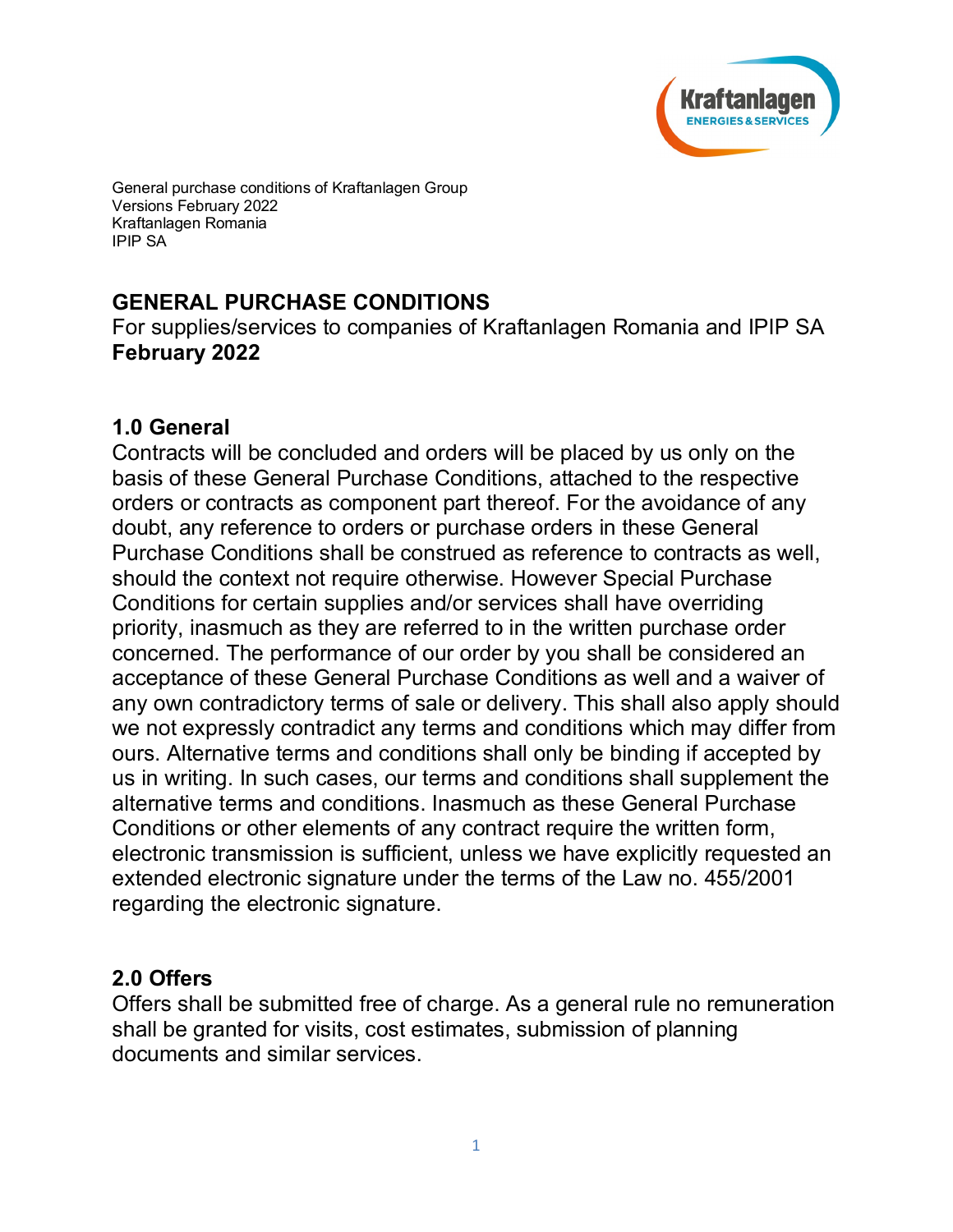General purchase conditions of Kraftanlagen Group
Versions February 2022
Kraftanlagen Romania
IPIP SA

# GENERAL PURCHASE CONDITIONS

For supplies/services to companies of Kraftanlagen Romania and IPIP SA
**February 2022**

## 1.0 General

Contracts will be concluded and orders will be placed by us only on the basis of these General Purchase Conditions, attached to the respective orders or contracts as component part thereof. For the avoidance of any doubt, any reference to orders or purchase orders in these General Purchase Conditions shall be construed as reference to contracts as well, should the context not require otherwise. However Special Purchase Conditions for certain supplies and/or services shall have overriding priority, inasmuch as they are referred to in the written purchase order concerned. The performance of our order by you shall be considered an acceptance of these General Purchase Conditions as well and a waiver of any own contradictory terms of sale or delivery. This shall also apply should we not expressly contradict any terms and conditions which may differ from ours. Alternative terms and conditions shall only be binding if accepted by us in writing. In such cases, our terms and conditions shall supplement the alternative terms and conditions. Inasmuch as these General Purchase Conditions or other elements of any contract require the written form, electronic transmission is sufficient, unless we have explicitly requested an extended electronic signature under the terms of the Law no. 455/2001 regarding the electronic signature.

## 2.0 Offers

Offers shall be submitted free of charge. As a general rule no remuneration shall be granted for visits, cost estimates, submission of planning documents and similar services.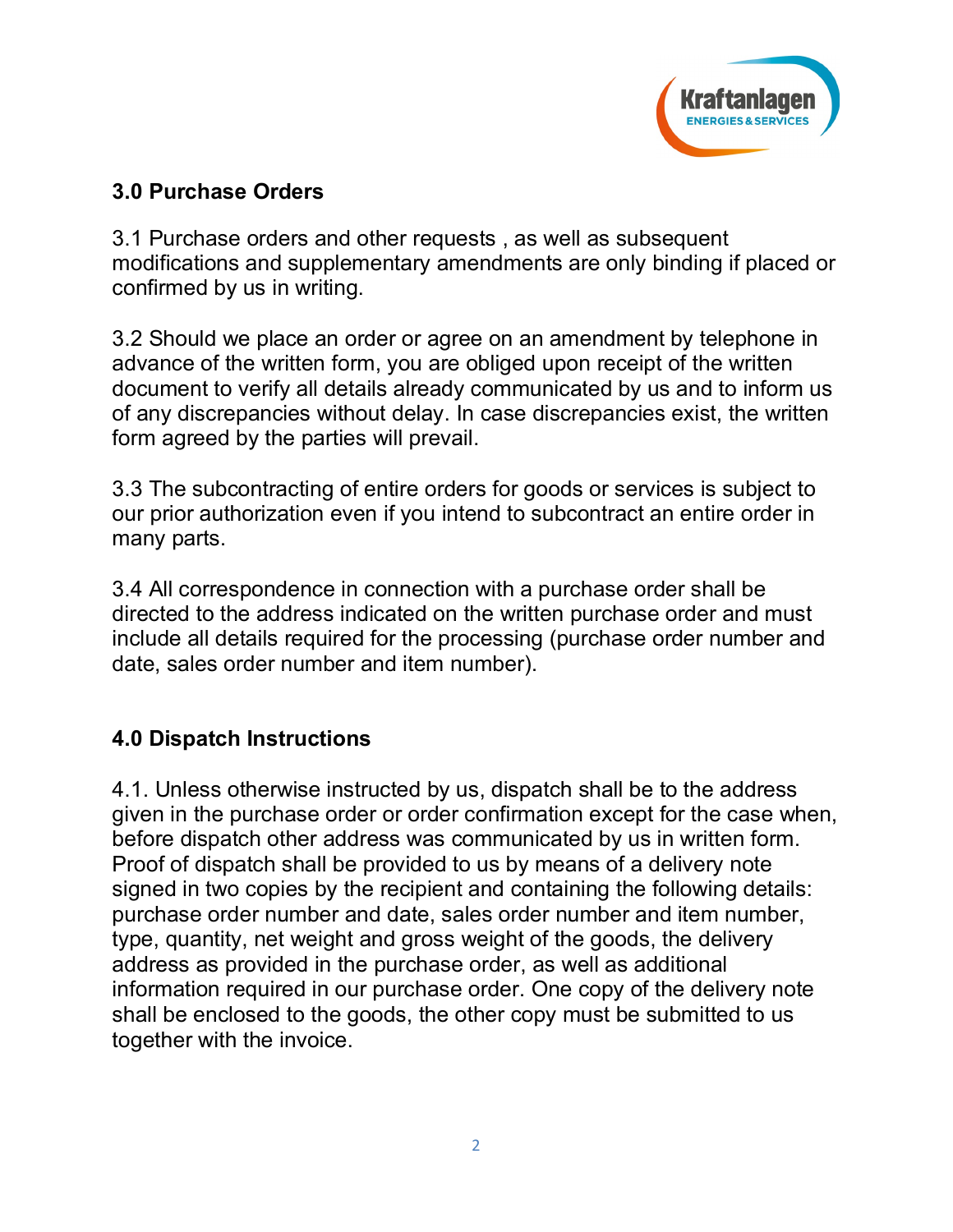## 3.0 Purchase Orders

3.1 Purchase orders and other requests , as well as subsequent modifications and supplementary amendments are only binding if placed or confirmed by us in writing.

3.2 Should we place an order or agree on an amendment by telephone in advance of the written form, you are obliged upon receipt of the written document to verify all details already communicated by us and to inform us of any discrepancies without delay. In case discrepancies exist, the written form agreed by the parties will prevail.

3.3 The subcontracting of entire orders for goods or services is subject to our prior authorization even if you intend to subcontract an entire order in many parts.

3.4 All correspondence in connection with a purchase order shall be directed to the address indicated on the written purchase order and must include all details required for the processing (purchase order number and date, sales order number and item number).

## 4.0 Dispatch Instructions

4.1. Unless otherwise instructed by us, dispatch shall be to the address given in the purchase order or order confirmation except for the case when, before dispatch other address was communicated by us in written form. Proof of dispatch shall be provided to us by means of a delivery note signed in two copies by the recipient and containing the following details: purchase order number and date, sales order number and item number, type, quantity, net weight and gross weight of the goods, the delivery address as provided in the purchase order, as well as additional information required in our purchase order. One copy of the delivery note shall be enclosed to the goods, the other copy must be submitted to us together with the invoice.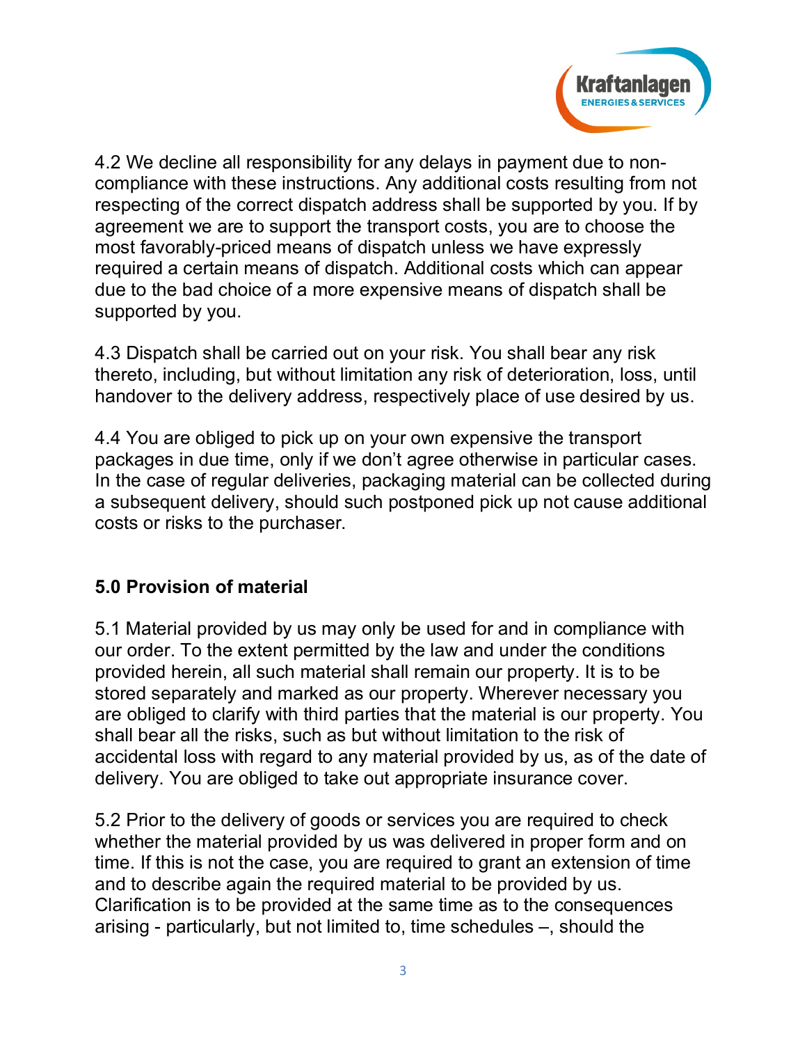4.2 We decline all responsibility for any delays in payment due to non-compliance with these instructions. Any additional costs resulting from not respecting of the correct dispatch address shall be supported by you. If by agreement we are to support the transport costs, you are to choose the most favorably-priced means of dispatch unless we have expressly required a certain means of dispatch. Additional costs which can appear due to the bad choice of a more expensive means of dispatch shall be supported by you.

4.3 Dispatch shall be carried out on your risk. You shall bear any risk thereto, including, but without limitation any risk of deterioration, loss, until handover to the delivery address, respectively place of use desired by us.

4.4 You are obliged to pick up on your own expensive the transport packages in due time, only if we don't agree otherwise in particular cases. In the case of regular deliveries, packaging material can be collected during a subsequent delivery, should such postponed pick up not cause additional costs or risks to the purchaser.

## 5.0 Provision of material

5.1 Material provided by us may only be used for and in compliance with our order. To the extent permitted by the law and under the conditions provided herein, all such material shall remain our property. It is to be stored separately and marked as our property. Wherever necessary you are obliged to clarify with third parties that the material is our property. You shall bear all the risks, such as but without limitation to the risk of accidental loss with regard to any material provided by us, as of the date of delivery. You are obliged to take out appropriate insurance cover.

5.2 Prior to the delivery of goods or services you are required to check whether the material provided by us was delivered in proper form and on time. If this is not the case, you are required to grant an extension of time and to describe again the required material to be provided by us. Clarification is to be provided at the same time as to the consequences arising - particularly, but not limited to, time schedules –, should the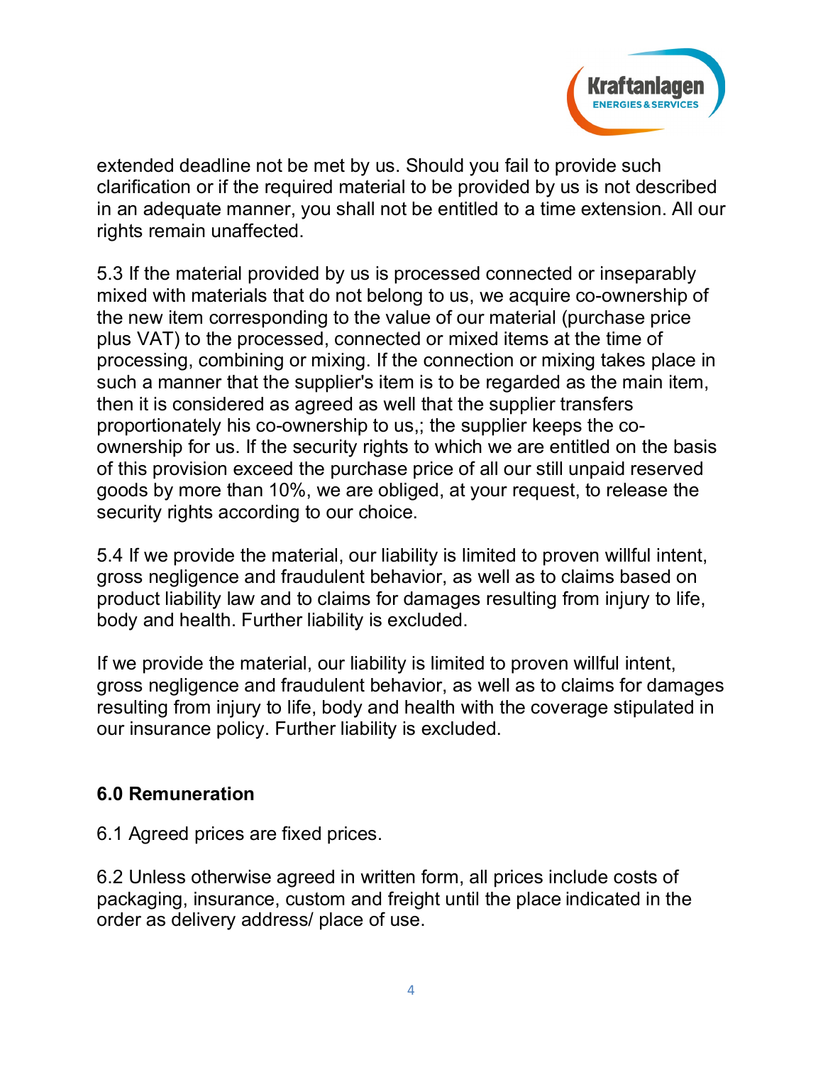extended deadline not be met by us. Should you fail to provide such clarification or if the required material to be provided by us is not described in an adequate manner, you shall not be entitled to a time extension. All our rights remain unaffected.

5.3 If the material provided by us is processed connected or inseparably mixed with materials that do not belong to us, we acquire co-ownership of the new item corresponding to the value of our material (purchase price plus VAT) to the processed, connected or mixed items at the time of processing, combining or mixing. If the connection or mixing takes place in such a manner that the supplier's item is to be regarded as the main item, then it is considered as agreed as well that the supplier transfers proportionately his co-ownership to us,; the supplier keeps the co-ownership for us. If the security rights to which we are entitled on the basis of this provision exceed the purchase price of all our still unpaid reserved goods by more than 10%, we are obliged, at your request, to release the security rights according to our choice.

5.4 If we provide the material, our liability is limited to proven willful intent, gross negligence and fraudulent behavior, as well as to claims based on product liability law and to claims for damages resulting from injury to life, body and health. Further liability is excluded.

If we provide the material, our liability is limited to proven willful intent, gross negligence and fraudulent behavior, as well as to claims for damages resulting from injury to life, body and health with the coverage stipulated in our insurance policy. Further liability is excluded.

## 6.0 Remuneration

6.1 Agreed prices are fixed prices.

6.2 Unless otherwise agreed in written form, all prices include costs of packaging, insurance, custom and freight until the place indicated in the order as delivery address/ place of use.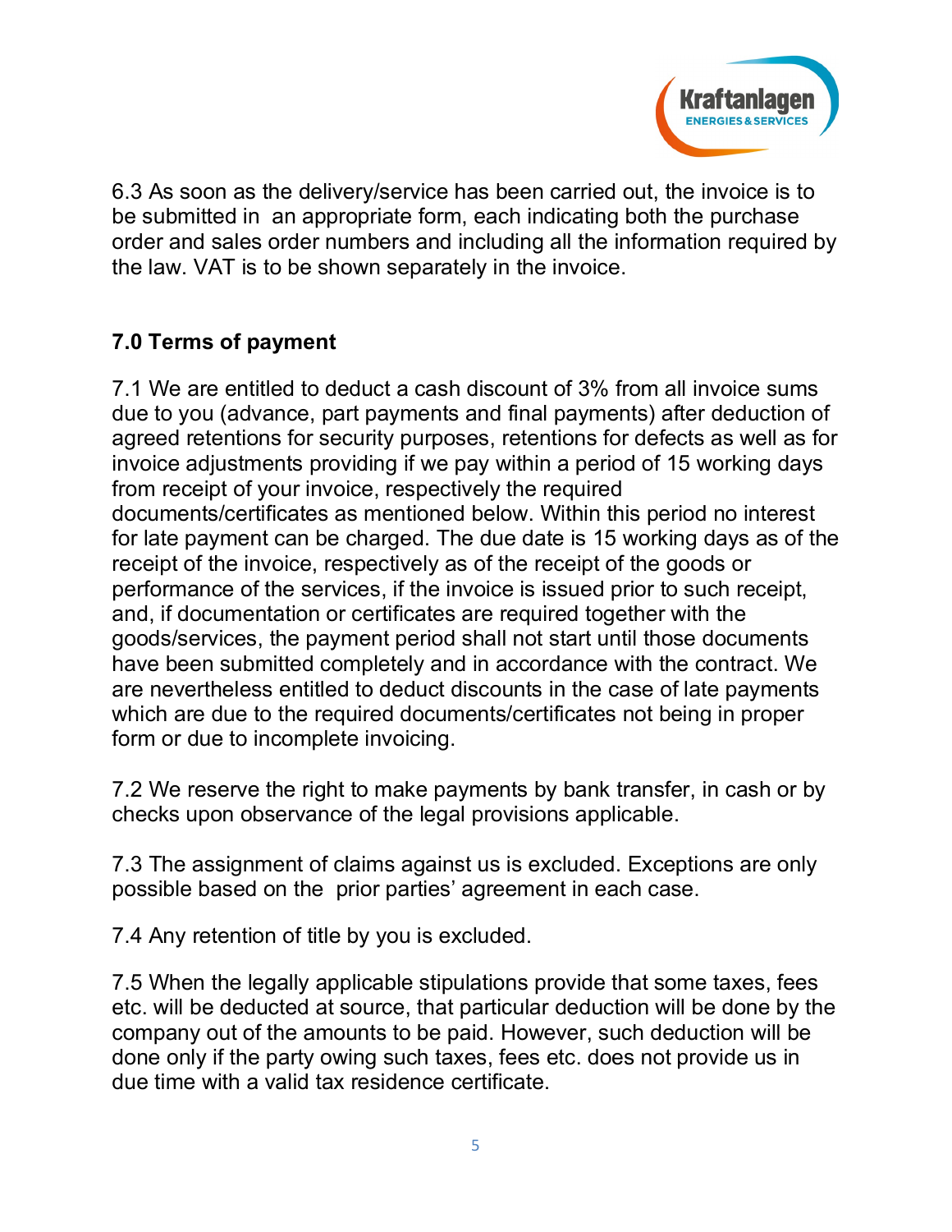6.3 As soon as the delivery/service has been carried out, the invoice is to be submitted in an appropriate form, each indicating both the purchase order and sales order numbers and including all the information required by the law. VAT is to be shown separately in the invoice.

## 7.0 Terms of payment

7.1 We are entitled to deduct a cash discount of 3% from all invoice sums due to you (advance, part payments and final payments) after deduction of agreed retentions for security purposes, retentions for defects as well as for invoice adjustments providing if we pay within a period of 15 working days from receipt of your invoice, respectively the required documents/certificates as mentioned below. Within this period no interest for late payment can be charged. The due date is 15 working days as of the receipt of the invoice, respectively as of the receipt of the goods or performance of the services, if the invoice is issued prior to such receipt, and, if documentation or certificates are required together with the goods/services, the payment period shall not start until those documents have been submitted completely and in accordance with the contract. We are nevertheless entitled to deduct discounts in the case of late payments which are due to the required documents/certificates not being in proper form or due to incomplete invoicing.

7.2 We reserve the right to make payments by bank transfer, in cash or by checks upon observance of the legal provisions applicable.

7.3 The assignment of claims against us is excluded. Exceptions are only possible based on the prior parties' agreement in each case.

7.4 Any retention of title by you is excluded.

7.5 When the legally applicable stipulations provide that some taxes, fees etc. will be deducted at source, that particular deduction will be done by the company out of the amounts to be paid. However, such deduction will be done only if the party owing such taxes, fees etc. does not provide us in due time with a valid tax residence certificate.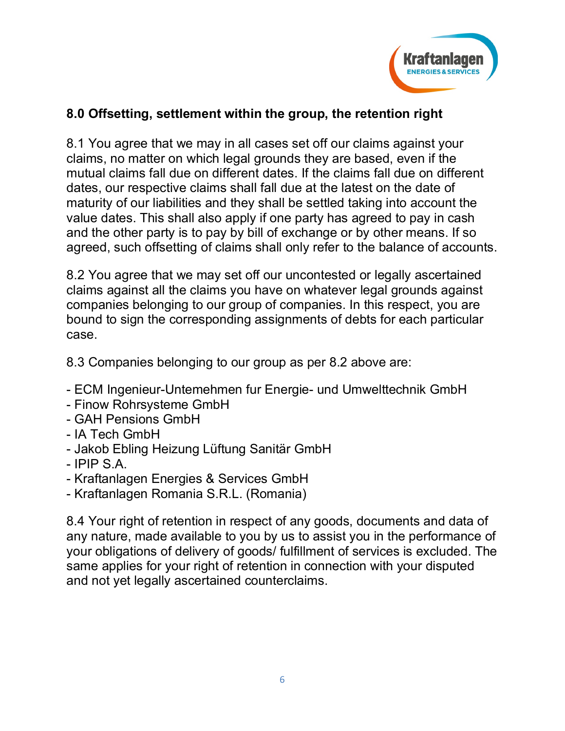## 8.0 Offsetting, settlement within the group, the retention right

8.1 You agree that we may in all cases set off our claims against your claims, no matter on which legal grounds they are based, even if the mutual claims fall due on different dates. If the claims fall due on different dates, our respective claims shall fall due at the latest on the date of maturity of our liabilities and they shall be settled taking into account the value dates. This shall also apply if one party has agreed to pay in cash and the other party is to pay by bill of exchange or by other means. If so agreed, such offsetting of claims shall only refer to the balance of accounts.

8.2 You agree that we may set off our uncontested or legally ascertained claims against all the claims you have on whatever legal grounds against companies belonging to our group of companies. In this respect, you are bound to sign the corresponding assignments of debts for each particular case.

8.3 Companies belonging to our group as per 8.2 above are:

- ECM Ingenieur-Untemehmen fur Energie- und Umwelttechnik GmbH
- Finow Rohrsysteme GmbH
- GAH Pensions GmbH
- IA Tech GmbH
- Jakob Ebling Heizung Lüftung Sanitär GmbH
- IPIP S.A.
- Kraftanlagen Energies & Services GmbH
- Kraftanlagen Romania S.R.L. (Romania)

8.4 Your right of retention in respect of any goods, documents and data of any nature, made available to you by us to assist you in the performance of your obligations of delivery of goods/ fulfillment of services is excluded. The same applies for your right of retention in connection with your disputed and not yet legally ascertained counterclaims.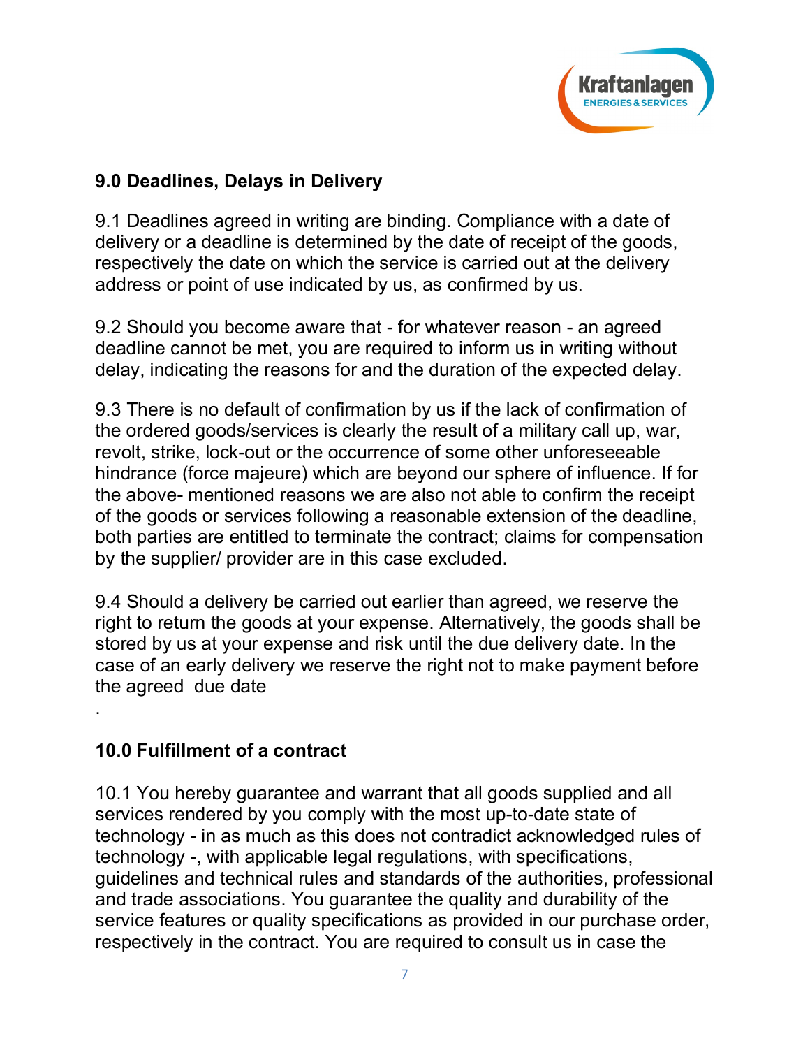## 9.0 Deadlines, Delays in Delivery

9.1 Deadlines agreed in writing are binding. Compliance with a date of delivery or a deadline is determined by the date of receipt of the goods, respectively the date on which the service is carried out at the delivery address or point of use indicated by us, as confirmed by us.

9.2 Should you become aware that - for whatever reason - an agreed deadline cannot be met, you are required to inform us in writing without delay, indicating the reasons for and the duration of the expected delay.

9.3 There is no default of confirmation by us if the lack of confirmation of the ordered goods/services is clearly the result of a military call up, war, revolt, strike, lock-out or the occurrence of some other unforeseeable hindrance (force majeure) which are beyond our sphere of influence. If for the above- mentioned reasons we are also not able to confirm the receipt of the goods or services following a reasonable extension of the deadline, both parties are entitled to terminate the contract; claims for compensation by the supplier/ provider are in this case excluded.

9.4 Should a delivery be carried out earlier than agreed, we reserve the right to return the goods at your expense. Alternatively, the goods shall be stored by us at your expense and risk until the due delivery date. In the case of an early delivery we reserve the right not to make payment before the agreed due date

.

## 10.0 Fulfillment of a contract

10.1 You hereby guarantee and warrant that all goods supplied and all services rendered by you comply with the most up-to-date state of technology - in as much as this does not contradict acknowledged rules of technology -, with applicable legal regulations, with specifications, guidelines and technical rules and standards of the authorities, professional and trade associations. You guarantee the quality and durability of the service features or quality specifications as provided in our purchase order, respectively in the contract. You are required to consult us in case the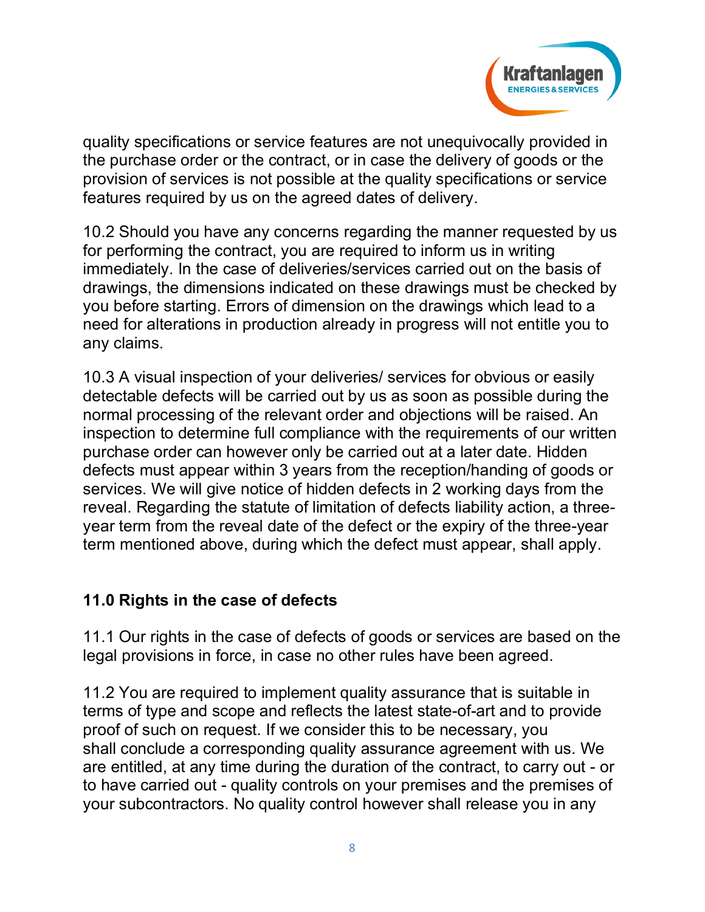quality specifications or service features are not unequivocally provided in the purchase order or the contract, or in case the delivery of goods or the provision of services is not possible at the quality specifications or service features required by us on the agreed dates of delivery.

10.2 Should you have any concerns regarding the manner requested by us for performing the contract, you are required to inform us in writing immediately. In the case of deliveries/services carried out on the basis of drawings, the dimensions indicated on these drawings must be checked by you before starting. Errors of dimension on the drawings which lead to a need for alterations in production already in progress will not entitle you to any claims.

10.3 A visual inspection of your deliveries/ services for obvious or easily detectable defects will be carried out by us as soon as possible during the normal processing of the relevant order and objections will be raised. An inspection to determine full compliance with the requirements of our written purchase order can however only be carried out at a later date. Hidden defects must appear within 3 years from the reception/handing of goods or services. We will give notice of hidden defects in 2 working days from the reveal. Regarding the statute of limitation of defects liability action, a three-year term from the reveal date of the defect or the expiry of the three-year term mentioned above, during which the defect must appear, shall apply.

## 11.0 Rights in the case of defects

11.1 Our rights in the case of defects of goods or services are based on the legal provisions in force, in case no other rules have been agreed.

11.2 You are required to implement quality assurance that is suitable in terms of type and scope and reflects the latest state-of-art and to provide proof of such on request. If we consider this to be necessary, you shall conclude a corresponding quality assurance agreement with us. We are entitled, at any time during the duration of the contract, to carry out - or to have carried out - quality controls on your premises and the premises of your subcontractors. No quality control however shall release you in any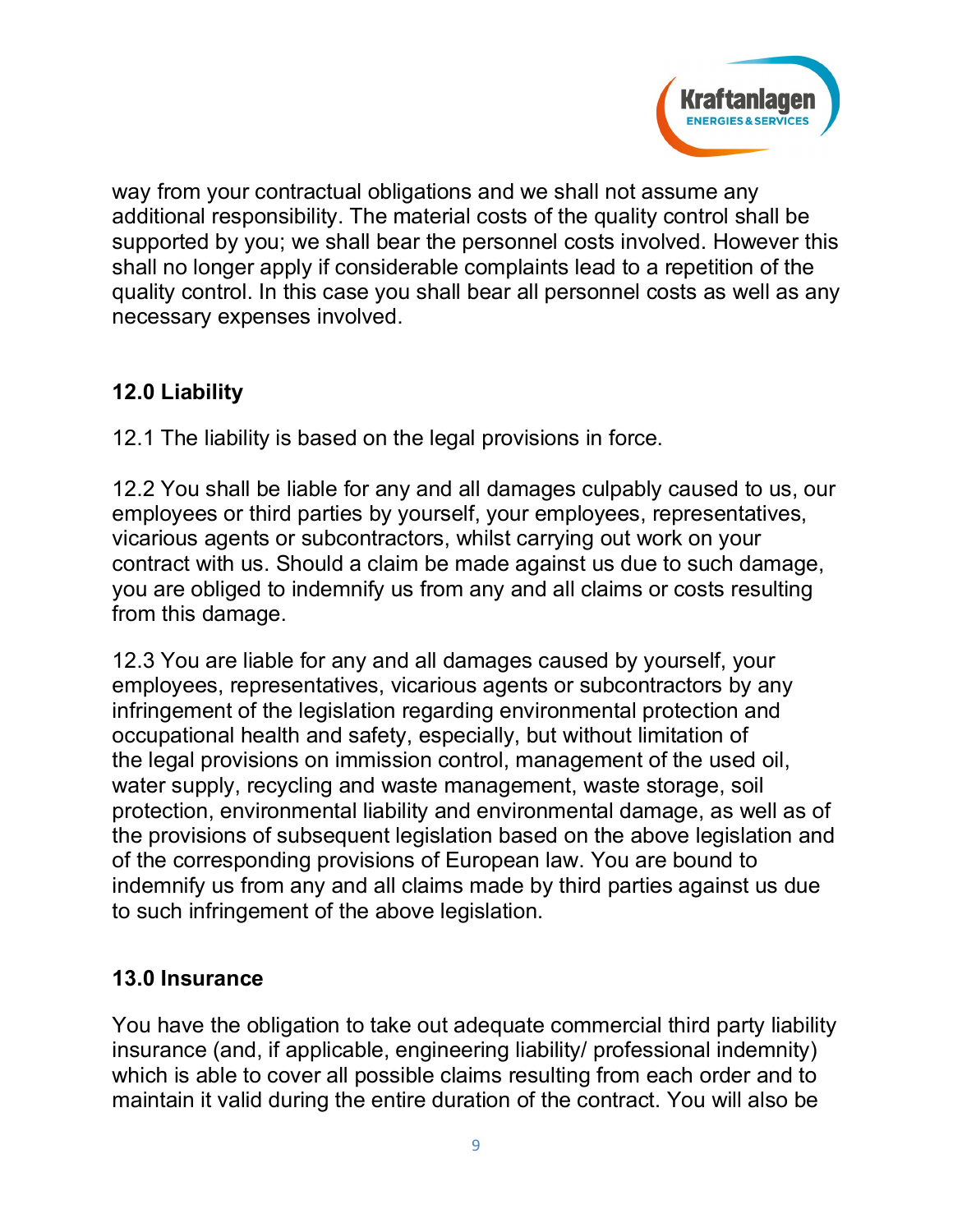way from your contractual obligations and we shall not assume any additional responsibility. The material costs of the quality control shall be supported by you; we shall bear the personnel costs involved. However this shall no longer apply if considerable complaints lead to a repetition of the quality control. In this case you shall bear all personnel costs as well as any necessary expenses involved.

## 12.0 Liability

12.1 The liability is based on the legal provisions in force.

12.2 You shall be liable for any and all damages culpably caused to us, our employees or third parties by yourself, your employees, representatives, vicarious agents or subcontractors, whilst carrying out work on your contract with us. Should a claim be made against us due to such damage, you are obliged to indemnify us from any and all claims or costs resulting from this damage.

12.3 You are liable for any and all damages caused by yourself, your employees, representatives, vicarious agents or subcontractors by any infringement of the legislation regarding environmental protection and occupational health and safety, especially, but without limitation of the legal provisions on immission control, management of the used oil, water supply, recycling and waste management, waste storage, soil protection, environmental liability and environmental damage, as well as of the provisions of subsequent legislation based on the above legislation and of the corresponding provisions of European law. You are bound to indemnify us from any and all claims made by third parties against us due to such infringement of the above legislation.

## 13.0 Insurance

You have the obligation to take out adequate commercial third party liability insurance (and, if applicable, engineering liability/ professional indemnity) which is able to cover all possible claims resulting from each order and to maintain it valid during the entire duration of the contract. You will also be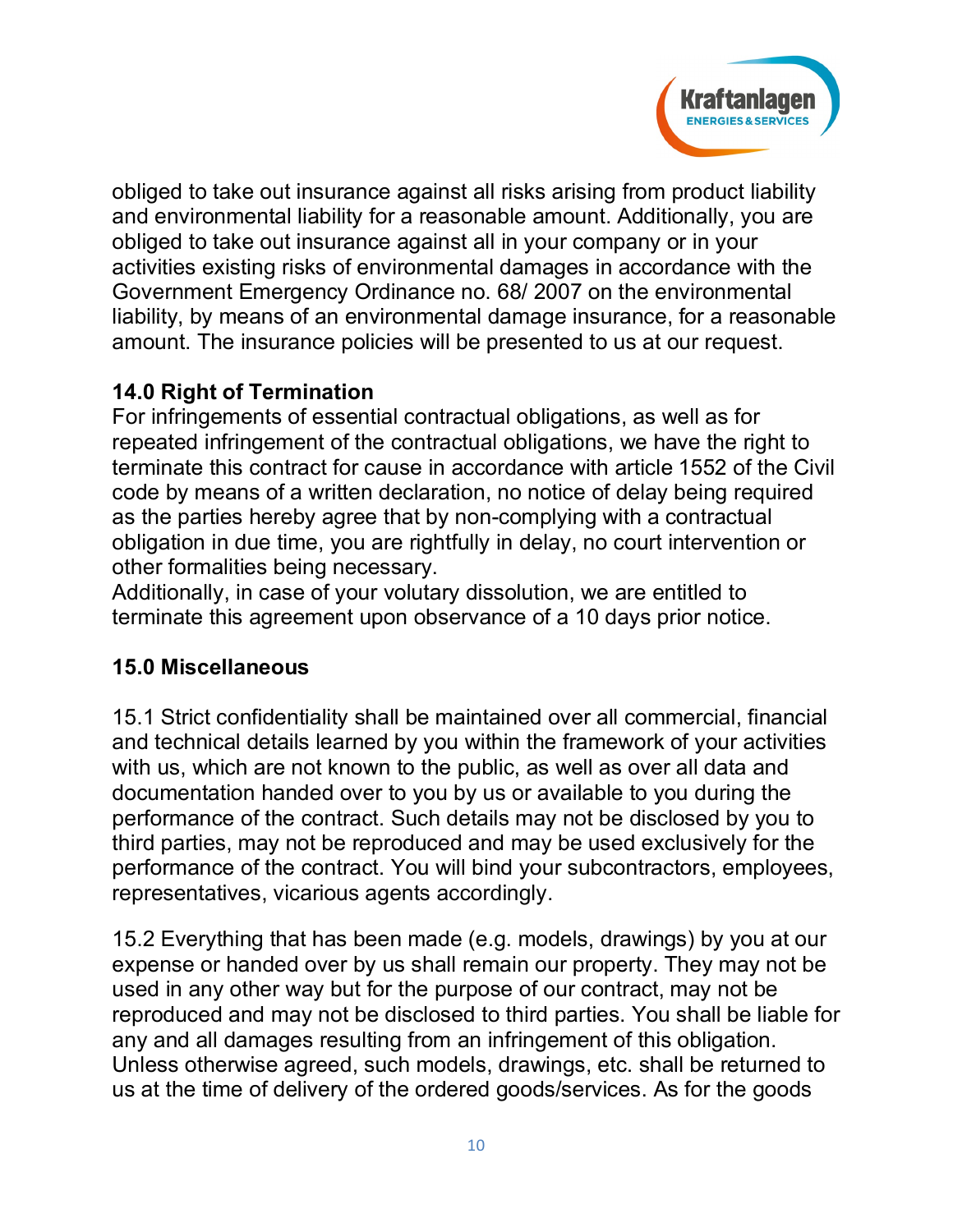obliged to take out insurance against all risks arising from product liability and environmental liability for a reasonable amount. Additionally, you are obliged to take out insurance against all in your company or in your activities existing risks of environmental damages in accordance with the Government Emergency Ordinance no. 68/ 2007 on the environmental liability, by means of an environmental damage insurance, for a reasonable amount. The insurance policies will be presented to us at our request.

## 14.0 Right of Termination

For infringements of essential contractual obligations, as well as for repeated infringement of the contractual obligations, we have the right to terminate this contract for cause in accordance with article 1552 of the Civil code by means of a written declaration, no notice of delay being required as the parties hereby agree that by non-complying with a contractual obligation in due time, you are rightfully in delay, no court intervention or other formalities being necessary.

Additionally, in case of your volutary dissolution, we are entitled to terminate this agreement upon observance of a 10 days prior notice.

## 15.0 Miscellaneous

15.1 Strict confidentiality shall be maintained over all commercial, financial and technical details learned by you within the framework of your activities with us, which are not known to the public, as well as over all data and documentation handed over to you by us or available to you during the performance of the contract. Such details may not be disclosed by you to third parties, may not be reproduced and may be used exclusively for the performance of the contract. You will bind your subcontractors, employees, representatives, vicarious agents accordingly.

15.2 Everything that has been made (e.g. models, drawings) by you at our expense or handed over by us shall remain our property. They may not be used in any other way but for the purpose of our contract, may not be reproduced and may not be disclosed to third parties. You shall be liable for any and all damages resulting from an infringement of this obligation. Unless otherwise agreed, such models, drawings, etc. shall be returned to us at the time of delivery of the ordered goods/services. As for the goods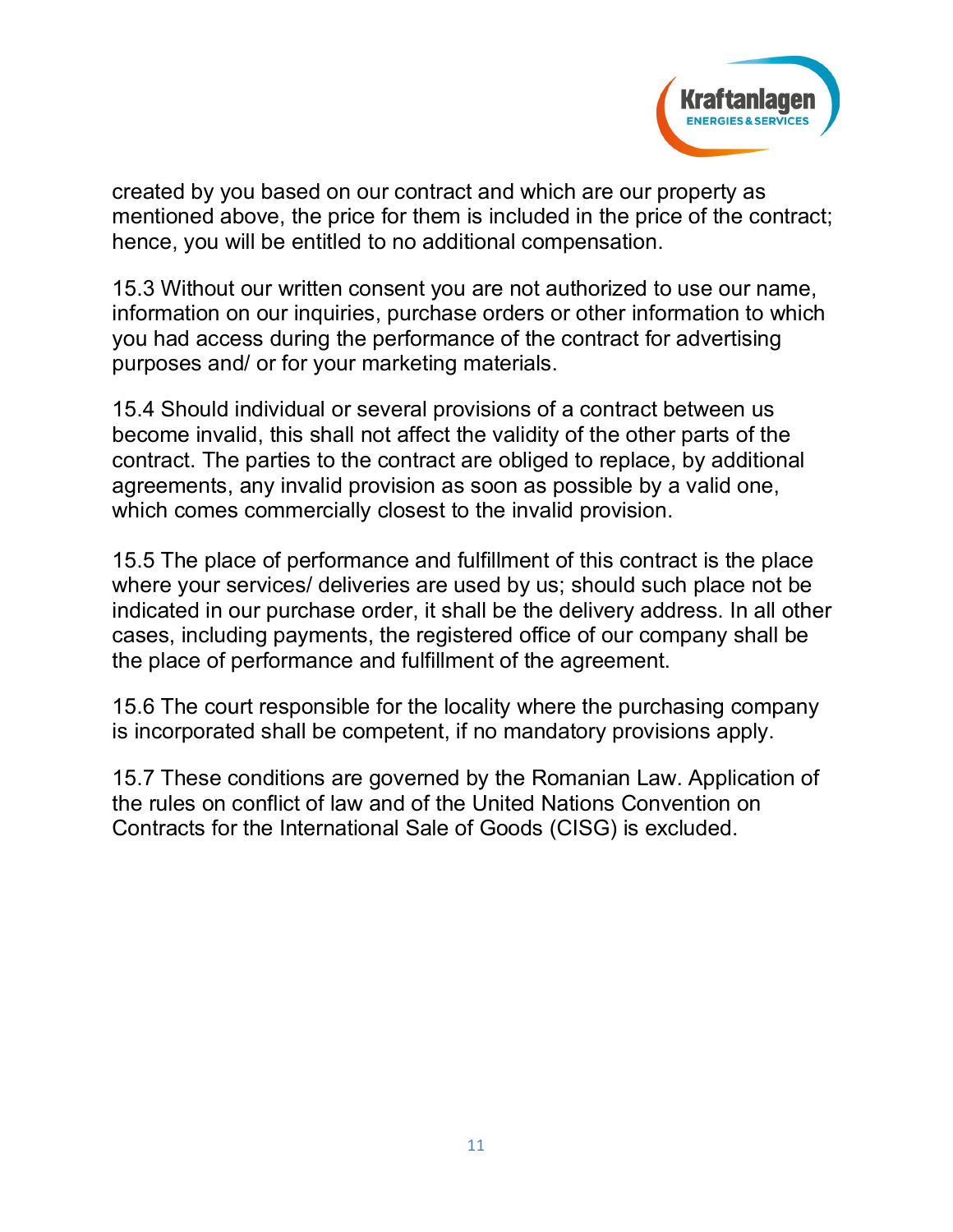created by you based on our contract and which are our property as mentioned above, the price for them is included in the price of the contract; hence, you will be entitled to no additional compensation.

15.3 Without our written consent you are not authorized to use our name, information on our inquiries, purchase orders or other information to which you had access during the performance of the contract for advertising purposes and/ or for your marketing materials.

15.4 Should individual or several provisions of a contract between us become invalid, this shall not affect the validity of the other parts of the contract. The parties to the contract are obliged to replace, by additional agreements, any invalid provision as soon as possible by a valid one, which comes commercially closest to the invalid provision.

15.5 The place of performance and fulfillment of this contract is the place where your services/ deliveries are used by us; should such place not be indicated in our purchase order, it shall be the delivery address. In all other cases, including payments, the registered office of our company shall be the place of performance and fulfillment of the agreement.

15.6 The court responsible for the locality where the purchasing company is incorporated shall be competent, if no mandatory provisions apply.

15.7 These conditions are governed by the Romanian Law. Application of the rules on conflict of law and of the United Nations Convention on Contracts for the International Sale of Goods (CISG) is excluded.